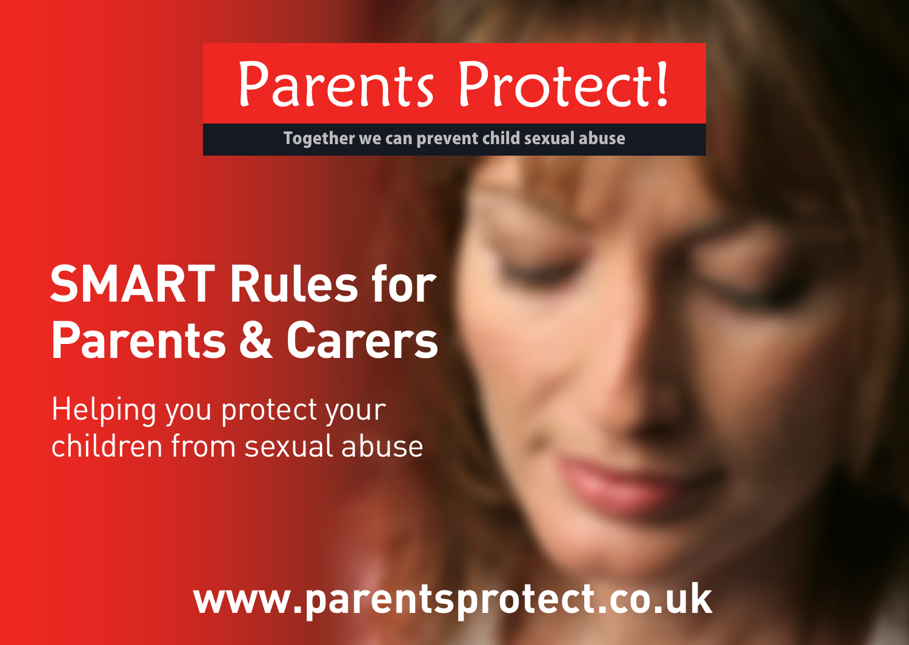# Parents Protect!

**Together we can prevent child sexual abuse**

## SMART Rules for Parents & Carers

Helping you protect your children from sexual abuse

**www.parentsprotect.co.uk**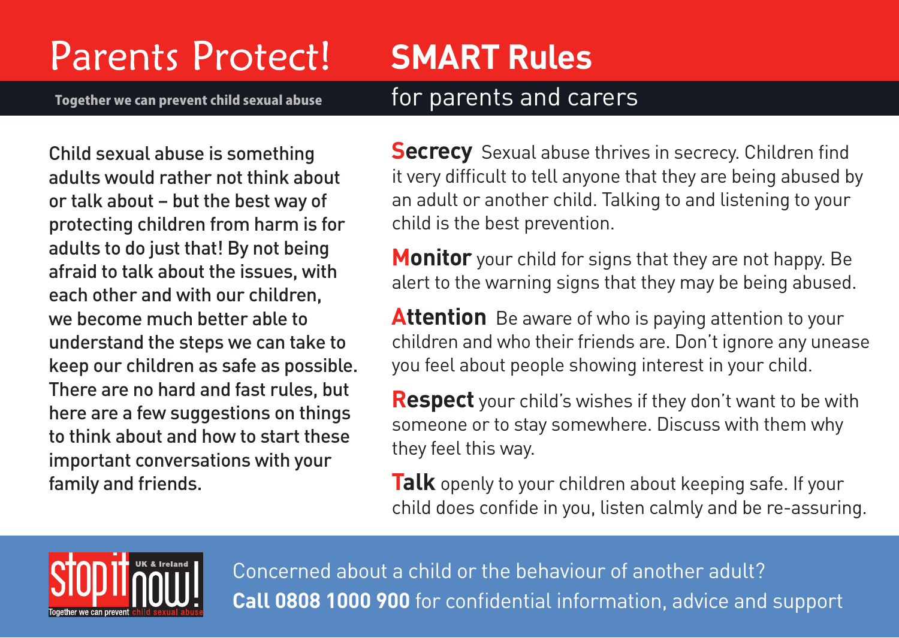# Parents Protect!

**Together we can prevent child sexual abuse**

# SMART Rules

## for parents and carers

Child sexual abuse is something adults would rather not think about or talk about – but the best way of protecting children from harm is for adults to do just that! By not being afraid to talk about the issues, with each other and with our children, we become much better able to understand the steps we can take to keep our children as safe as possible. There are no hard and fast rules, but here are a few suggestions on things to think about and how to start these important conversations with your family and friends.

**Secrecy** Sexual abuse thrives in secrecy. Children find it very difficult to tell anyone that they are being abused by an adult or another child. Talking to and listening to your child is the best prevention.

**Monitor** your child for signs that they are not happy. Be alert to the warning signs that they may be being abused.

**Attention** Be aware of who is paying attention to your children and who their friends are. Don't ignore any unease you feel about people showing interest in your child.

**Respect** your child's wishes if they don't want to be with someone or to stay somewhere. Discuss with them why they feel this way.

**Talk** openly to your children about keeping safe. If your child does confide in you, listen calmly and be re-assuring.

stop it now! UK & Ireland — Together we can prevent child sexual abuse

Concerned about a child or the behaviour of another adult?
**Call 0808 1000 900** for confidential information, advice and support